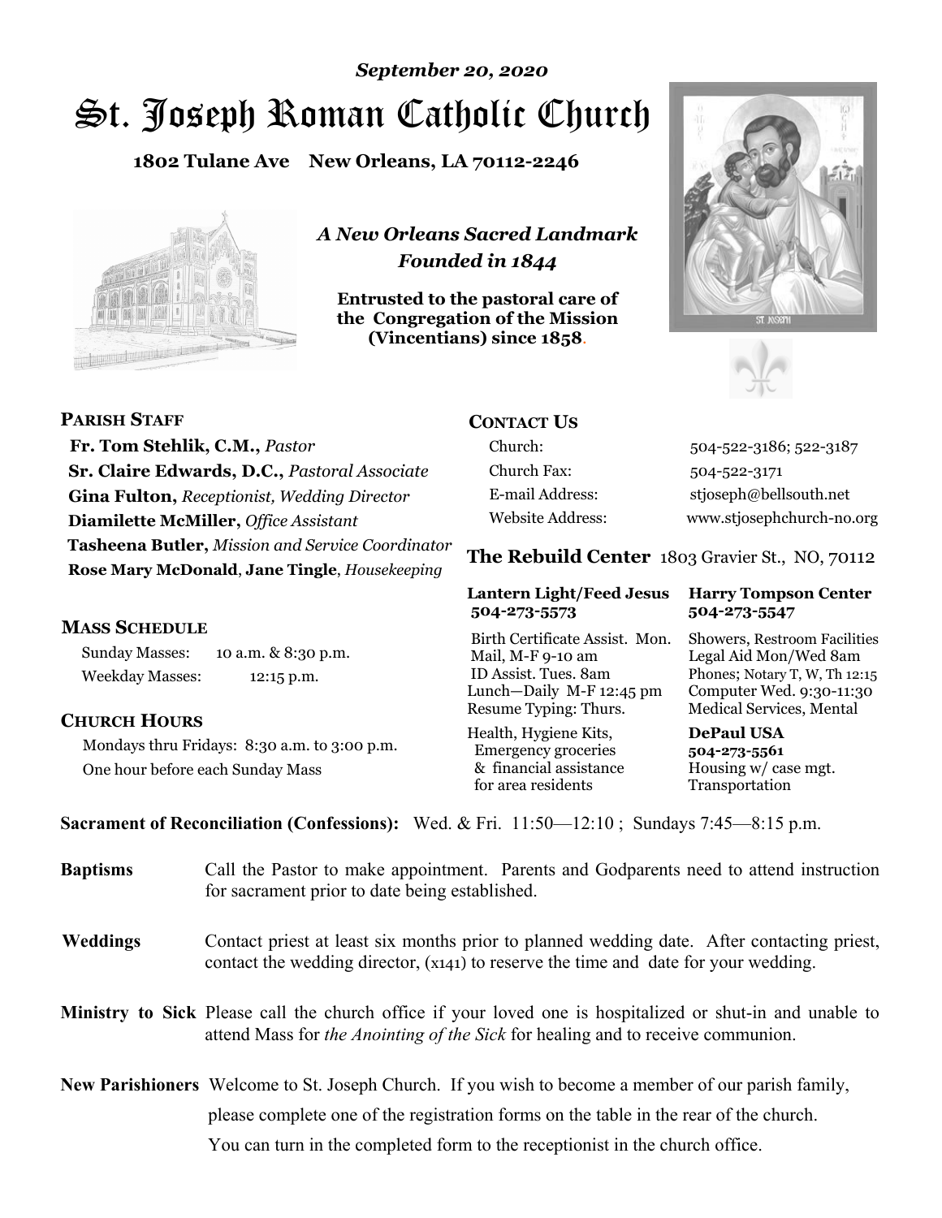*September 20, 2020*

# St. Joseph Roman Catholic Church

**1802 Tulane Ave New Orleans, LA 70112-2246**

*A New Orleans Sacred Landmark*
*Founded in 1844*

**Entrusted to the pastoral care of the Congregation of the Mission (Vincentians) since 1858.**

## PARISH STAFF

**Fr. Tom Stehlik, C.M.,** *Pastor*
**Sr. Claire Edwards, D.C.,** *Pastoral Associate*
**Gina Fulton,** *Receptionist, Wedding Director*
**Diamilette McMiller,** *Office Assistant*
**Tasheena Butler,** *Mission and Service Coordinator*
**Rose Mary McDonald**, **Jane Tingle**, *Housekeeping*

## MASS SCHEDULE

Sunday Masses: 10 a.m. & 8:30 p.m.
Weekday Masses: 12:15 p.m.

## CHURCH HOURS

Mondays thru Fridays: 8:30 a.m. to 3:00 p.m.
One hour before each Sunday Mass

## CONTACT US

| | |
|---|---|
| Church: | 504-522-3186; 522-3187 |
| Church Fax: | 504-522-3171 |
| E-mail Address: | stjoseph@bellsouth.net |
| Website Address: | www.stjosephchurch-no.org |

## The Rebuild Center 1803 Gravier St., NO, 70112

**Lantern Light/Feed Jesus 504-273-5573**

Birth Certificate Assist. Mon.
Mail, M-F 9-10 am
ID Assist. Tues. 8am
Lunch—Daily M-F 12:45 pm
Resume Typing: Thurs.
Health, Hygiene Kits, Emergency groceries & financial assistance for area residents

**Harry Tompson Center 504-273-5547**

Showers, Restroom Facilities
Legal Aid Mon/Wed 8am
Phones; Notary T, W, Th 12:15
Computer Wed. 9:30-11:30
Medical Services, Mental

**DePaul USA 504-273-5561**

Housing w/ case mgt.
Transportation

**Sacrament of Reconciliation (Confessions):** Wed. & Fri. 11:50—12:10 ; Sundays 7:45—8:15 p.m.

**Baptisms** Call the Pastor to make appointment. Parents and Godparents need to attend instruction for sacrament prior to date being established.

**Weddings** Contact priest at least six months prior to planned wedding date. After contacting priest, contact the wedding director, (x141) to reserve the time and date for your wedding.

**Ministry to Sick** Please call the church office if your loved one is hospitalized or shut-in and unable to attend Mass for *the Anointing of the Sick* for healing and to receive communion.

**New Parishioners** Welcome to St. Joseph Church. If you wish to become a member of our parish family, please complete one of the registration forms on the table in the rear of the church. You can turn in the completed form to the receptionist in the church office.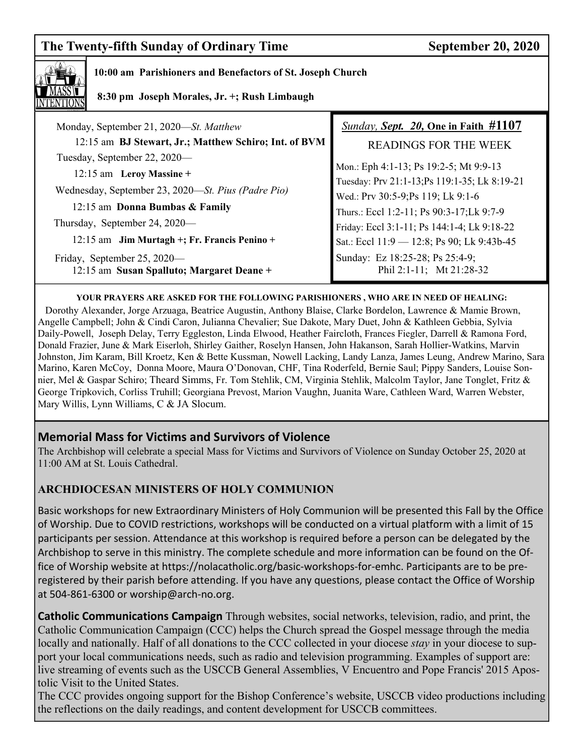## The Twenty-fifth Sunday of Ordinary Time — September 20, 2020

**MASS INTENTIONS**

**10:00 am Parishioners and Benefactors of St. Joseph Church**

**8:30 pm Joseph Morales, Jr. +; Rush Limbaugh**

Monday, September 21, 2020—*St. Matthew*
12:15 am **BJ Stewart, Jr.; Matthew Schiro; Int. of BVM**

Tuesday, September 22, 2020—
12:15 am **Leroy Massine +**

Wednesday, September 23, 2020—*St. Pius (Padre Pio)*
12:15 am **Donna Bumbas & Family**

Thursday, September 24, 2020—
12:15 am **Jim Murtagh +; Fr. Francis Penino +**

Friday, September 25, 2020—
12:15 am **Susan Spalluto; Margaret Deane +**

*Sunday, **Sept. 20,*** **One in Faith #1107**

READINGS FOR THE WEEK

Mon.: Eph 4:1-13; Ps 19:2-5; Mt 9:9-13
Tuesday: Prv 21:1-13;Ps 119:1-35; Lk 8:19-21
Wed.: Prv 30:5-9;Ps 119; Lk 9:1-6
Thurs.: Eccl 1:2-11; Ps 90:3-17;Lk 9:7-9
Friday: Eccl 3:1-11; Ps 144:1-4; Lk 9:18-22
Sat.: Eccl 11:9 — 12:8; Ps 90; Lk 9:43b-45
Sunday: Ez 18:25-28; Ps 25:4-9; Phil 2:1-11; Mt 21:28-32

**YOUR PRAYERS ARE ASKED FOR THE FOLLOWING PARISHIONERS , WHO ARE IN NEED OF HEALING:**

Dorothy Alexander, Jorge Arzuaga, Beatrice Augustin, Anthony Blaise, Clarke Bordelon, Lawrence & Mamie Brown, Angelle Campbell; John & Cindi Caron, Julianna Chevalier; Sue Dakote, Mary Duet, John & Kathleen Gebbia, Sylvia Daily-Powell, Joseph Delay, Terry Eggleston, Linda Elwood, Heather Faircloth, Frances Fiegler, Darrell & Ramona Ford, Donald Frazier, June & Mark Eiserloh, Shirley Gaither, Roselyn Hansen, John Hakanson, Sarah Hollier-Watkins, Marvin Johnston, Jim Karam, Bill Kroetz, Ken & Bette Kussman, Nowell Lacking, Landy Lanza, James Leung, Andrew Marino, Sara Marino, Karen McCoy, Donna Moore, Maura O'Donovan, CHF, Tina Roderfeld, Bernie Saul; Pippy Sanders, Louise Sonnier, Mel & Gaspar Schiro; Theard Simms, Fr. Tom Stehlik, CM, Virginia Stehlik, Malcolm Taylor, Jane Tonglet, Fritz & George Tripkovich, Corliss Truhill; Georgiana Prevost, Marion Vaughn, Juanita Ware, Cathleen Ward, Warren Webster, Mary Willis, Lynn Williams, C & JA Slocum.

## Memorial Mass for Victims and Survivors of Violence

The Archbishop will celebrate a special Mass for Victims and Survivors of Violence on Sunday October 25, 2020 at 11:00 AM at St. Louis Cathedral.

### ARCHDIOCESAN MINISTERS OF HOLY COMMUNION

Basic workshops for new Extraordinary Ministers of Holy Communion will be presented this Fall by the Office of Worship. Due to COVID restrictions, workshops will be conducted on a virtual platform with a limit of 15 participants per session. Attendance at this workshop is required before a person can be delegated by the Archbishop to serve in this ministry. The complete schedule and more information can be found on the Office of Worship website at https://nolacatholic.org/basic-workshops-for-emhc. Participants are to be pre-registered by their parish before attending. If you have any questions, please contact the Office of Worship at 504-861-6300 or worship@arch-no.org.

**Catholic Communications Campaign** Through websites, social networks, television, radio, and print, the Catholic Communication Campaign (CCC) helps the Church spread the Gospel message through the media locally and nationally. Half of all donations to the CCC collected in your diocese *stay* in your diocese to support your local communications needs, such as radio and television programming. Examples of support are: live streaming of events such as the USCCB General Assemblies, V Encuentro and Pope Francis' 2015 Apostolic Visit to the United States.

The CCC provides ongoing support for the Bishop Conference's website, USCCB video productions including the reflections on the daily readings, and content development for USCCB committees.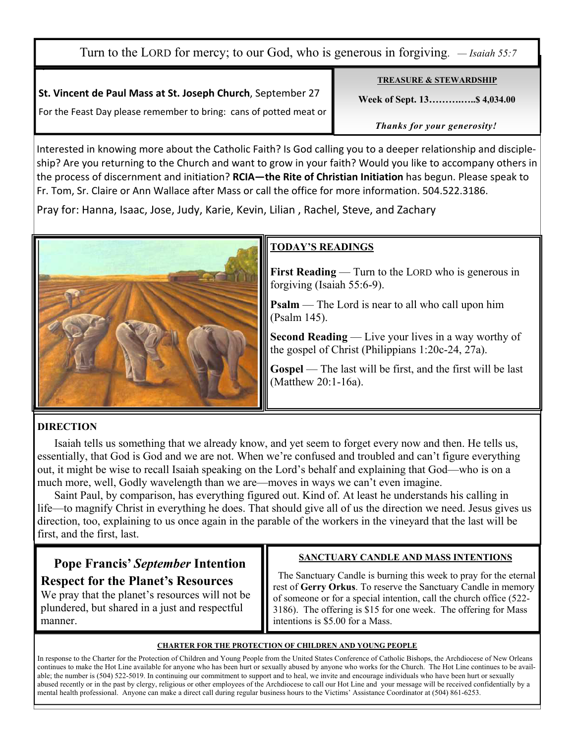Turn to the LORD for mercy; to our God, who is generous in forgiving. *— Isaiah 55:7*

**St. Vincent de Paul Mass at St. Joseph Church**, September 27

For the Feast Day please remember to bring: cans of potted meat or

**TREASURE & STEWARDSHIP**

**Week of Sept. 13…………..$ 4,034.00**

***Thanks for your generosity!***

Interested in knowing more about the Catholic Faith? Is God calling you to a deeper relationship and discipleship? Are you returning to the Church and want to grow in your faith? Would you like to accompany others in the process of discernment and initiation? **RCIA—the Rite of Christian Initiation** has begun. Please speak to Fr. Tom, Sr. Claire or Ann Wallace after Mass or call the office for more information. 504.522.3186.

Pray for: Hanna, Isaac, Jose, Judy, Karie, Kevin, Lilian , Rachel, Steve, and Zachary

## TODAY'S READINGS

**First Reading** — Turn to the LORD who is generous in forgiving (Isaiah 55:6-9).

**Psalm** — The Lord is near to all who call upon him (Psalm 145).

**Second Reading** — Live your lives in a way worthy of the gospel of Christ (Philippians 1:20c-24, 27a).

**Gospel** — The last will be first, and the first will be last (Matthew 20:1-16a).

## DIRECTION

Isaiah tells us something that we already know, and yet seem to forget every now and then. He tells us, essentially, that God is God and we are not. When we're confused and troubled and can't figure everything out, it might be wise to recall Isaiah speaking on the Lord's behalf and explaining that God—who is on a much more, well, Godly wavelength than we are—moves in ways we can't even imagine.

Saint Paul, by comparison, has everything figured out. Kind of. At least he understands his calling in life—to magnify Christ in everything he does. That should give all of us the direction we need. Jesus gives us direction, too, explaining to us once again in the parable of the workers in the vineyard that the last will be first, and the first, last.

## Pope Francis' *September* Intention

### Respect for the Planet's Resources

We pray that the planet's resources will not be plundered, but shared in a just and respectful manner.

## SANCTUARY CANDLE AND MASS INTENTIONS

The Sanctuary Candle is burning this week to pray for the eternal rest of **Gerry Orkus**. To reserve the Sanctuary Candle in memory of someone or for a special intention, call the church office (522-3186). The offering is $15 for one week. The offering for Mass intentions is $5.00 for a Mass.

## CHARTER FOR THE PROTECTION OF CHILDREN AND YOUNG PEOPLE

In response to the Charter for the Protection of Children and Young People from the United States Conference of Catholic Bishops, the Archdiocese of New Orleans continues to make the Hot Line available for anyone who has been hurt or sexually abused by anyone who works for the Church. The Hot Line continues to be available; the number is (504) 522-5019. In continuing our commitment to support and to heal, we invite and encourage individuals who have been hurt or sexually abused recently or in the past by clergy, religious or other employees of the Archdiocese to call our Hot Line and your message will be received confidentially by a mental health professional. Anyone can make a direct call during regular business hours to the Victims' Assistance Coordinator at (504) 861-6253.